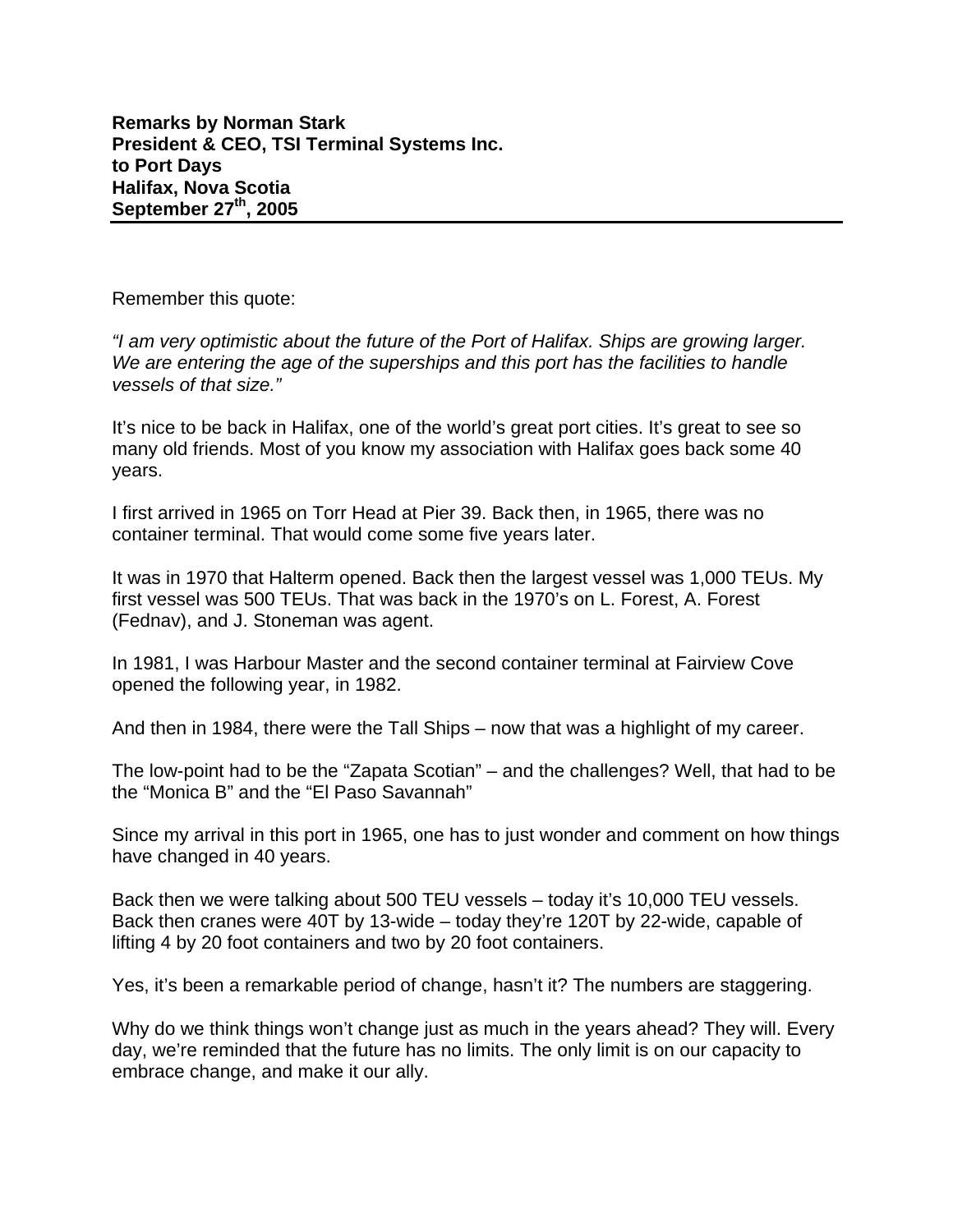**Remarks by Norman Stark**
**President & CEO, TSI Terminal Systems Inc.**
**to Port Days**
**Halifax, Nova Scotia**
**September 27th, 2005**

---

Remember this quote:

*"I am very optimistic about the future of the Port of Halifax. Ships are growing larger. We are entering the age of the superships and this port has the facilities to handle vessels of that size."*

It's nice to be back in Halifax, one of the world's great port cities. It's great to see so many old friends. Most of you know my association with Halifax goes back some 40 years.

I first arrived in 1965 on Torr Head at Pier 39. Back then, in 1965, there was no container terminal. That would come some five years later.

It was in 1970 that Halterm opened. Back then the largest vessel was 1,000 TEUs. My first vessel was 500 TEUs. That was back in the 1970's on L. Forest, A. Forest (Fednav), and J. Stoneman was agent.

In 1981, I was Harbour Master and the second container terminal at Fairview Cove opened the following year, in 1982.

And then in 1984, there were the Tall Ships – now that was a highlight of my career.

The low-point had to be the "Zapata Scotian" – and the challenges? Well, that had to be the "Monica B" and the "El Paso Savannah"

Since my arrival in this port in 1965, one has to just wonder and comment on how things have changed in 40 years.

Back then we were talking about 500 TEU vessels – today it's 10,000 TEU vessels. Back then cranes were 40T by 13-wide – today they're 120T by 22-wide, capable of lifting 4 by 20 foot containers and two by 20 foot containers.

Yes, it's been a remarkable period of change, hasn't it? The numbers are staggering.

Why do we think things won't change just as much in the years ahead? They will. Every day, we're reminded that the future has no limits. The only limit is on our capacity to embrace change, and make it our ally.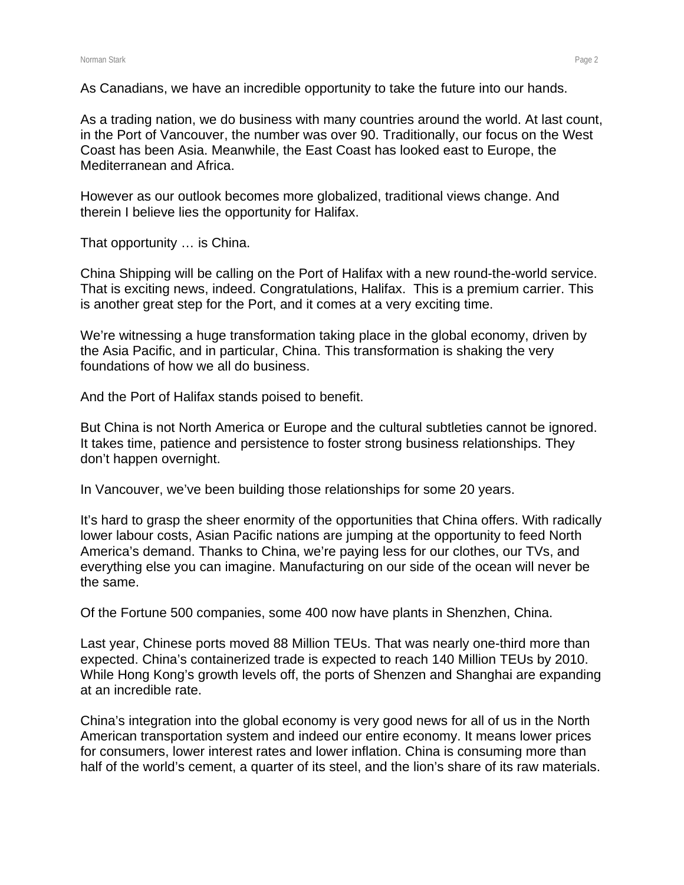As Canadians, we have an incredible opportunity to take the future into our hands.

As a trading nation, we do business with many countries around the world. At last count, in the Port of Vancouver, the number was over 90. Traditionally, our focus on the West Coast has been Asia. Meanwhile, the East Coast has looked east to Europe, the Mediterranean and Africa.

However as our outlook becomes more globalized, traditional views change. And therein I believe lies the opportunity for Halifax.

That opportunity … is China.

China Shipping will be calling on the Port of Halifax with a new round-the-world service. That is exciting news, indeed. Congratulations, Halifax. This is a premium carrier. This is another great step for the Port, and it comes at a very exciting time.

We're witnessing a huge transformation taking place in the global economy, driven by the Asia Pacific, and in particular, China. This transformation is shaking the very foundations of how we all do business.

And the Port of Halifax stands poised to benefit.

But China is not North America or Europe and the cultural subtleties cannot be ignored. It takes time, patience and persistence to foster strong business relationships. They don't happen overnight.

In Vancouver, we've been building those relationships for some 20 years.

It's hard to grasp the sheer enormity of the opportunities that China offers. With radically lower labour costs, Asian Pacific nations are jumping at the opportunity to feed North America's demand. Thanks to China, we're paying less for our clothes, our TVs, and everything else you can imagine. Manufacturing on our side of the ocean will never be the same.

Of the Fortune 500 companies, some 400 now have plants in Shenzhen, China.

Last year, Chinese ports moved 88 Million TEUs. That was nearly one-third more than expected. China's containerized trade is expected to reach 140 Million TEUs by 2010. While Hong Kong's growth levels off, the ports of Shenzen and Shanghai are expanding at an incredible rate.

China's integration into the global economy is very good news for all of us in the North American transportation system and indeed our entire economy. It means lower prices for consumers, lower interest rates and lower inflation. China is consuming more than half of the world's cement, a quarter of its steel, and the lion's share of its raw materials.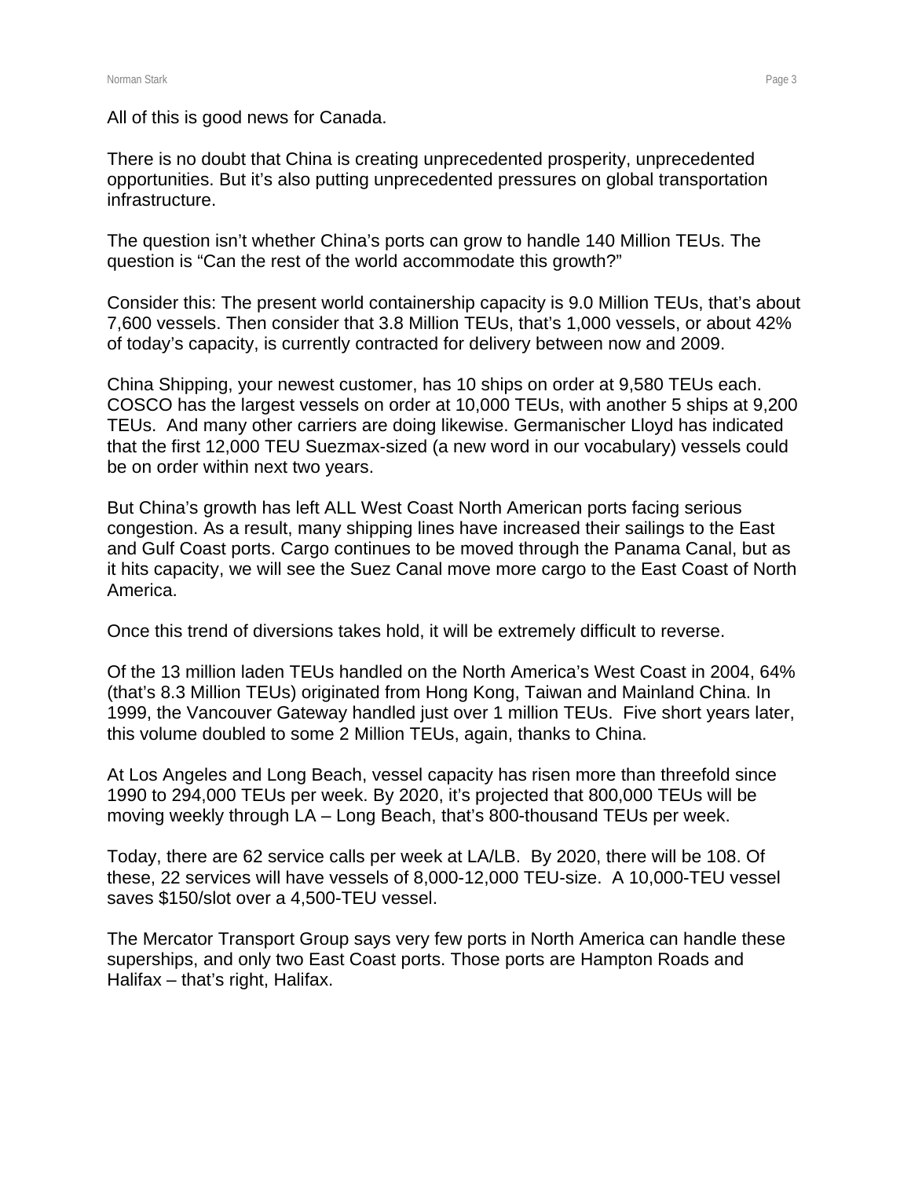All of this is good news for Canada.

There is no doubt that China is creating unprecedented prosperity, unprecedented opportunities. But it's also putting unprecedented pressures on global transportation infrastructure.

The question isn't whether China's ports can grow to handle 140 Million TEUs. The question is "Can the rest of the world accommodate this growth?"

Consider this: The present world containership capacity is 9.0 Million TEUs, that's about 7,600 vessels. Then consider that 3.8 Million TEUs, that's 1,000 vessels, or about 42% of today's capacity, is currently contracted for delivery between now and 2009.

China Shipping, your newest customer, has 10 ships on order at 9,580 TEUs each. COSCO has the largest vessels on order at 10,000 TEUs, with another 5 ships at 9,200 TEUs. And many other carriers are doing likewise. Germanischer Lloyd has indicated that the first 12,000 TEU Suezmax-sized (a new word in our vocabulary) vessels could be on order within next two years.

But China's growth has left ALL West Coast North American ports facing serious congestion. As a result, many shipping lines have increased their sailings to the East and Gulf Coast ports. Cargo continues to be moved through the Panama Canal, but as it hits capacity, we will see the Suez Canal move more cargo to the East Coast of North America.

Once this trend of diversions takes hold, it will be extremely difficult to reverse.

Of the 13 million laden TEUs handled on the North America's West Coast in 2004, 64% (that's 8.3 Million TEUs) originated from Hong Kong, Taiwan and Mainland China. In 1999, the Vancouver Gateway handled just over 1 million TEUs. Five short years later, this volume doubled to some 2 Million TEUs, again, thanks to China.

At Los Angeles and Long Beach, vessel capacity has risen more than threefold since 1990 to 294,000 TEUs per week. By 2020, it's projected that 800,000 TEUs will be moving weekly through LA – Long Beach, that's 800-thousand TEUs per week.

Today, there are 62 service calls per week at LA/LB. By 2020, there will be 108. Of these, 22 services will have vessels of 8,000-12,000 TEU-size. A 10,000-TEU vessel saves $150/slot over a 4,500-TEU vessel.

The Mercator Transport Group says very few ports in North America can handle these superships, and only two East Coast ports. Those ports are Hampton Roads and Halifax – that's right, Halifax.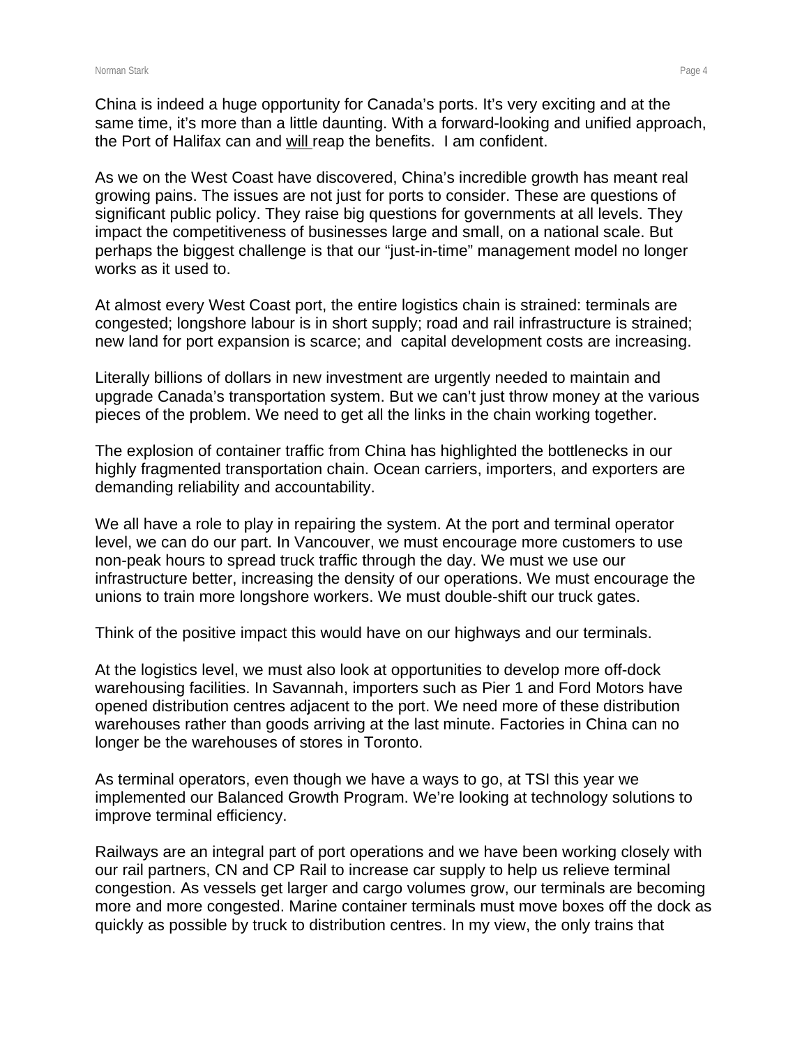China is indeed a huge opportunity for Canada's ports. It's very exciting and at the same time, it's more than a little daunting. With a forward-looking and unified approach, the Port of Halifax can and <u>will</u> reap the benefits. I am confident.

As we on the West Coast have discovered, China's incredible growth has meant real growing pains. The issues are not just for ports to consider. These are questions of significant public policy. They raise big questions for governments at all levels. They impact the competitiveness of businesses large and small, on a national scale. But perhaps the biggest challenge is that our "just-in-time" management model no longer works as it used to.

At almost every West Coast port, the entire logistics chain is strained: terminals are congested; longshore labour is in short supply; road and rail infrastructure is strained; new land for port expansion is scarce; and capital development costs are increasing.

Literally billions of dollars in new investment are urgently needed to maintain and upgrade Canada's transportation system. But we can't just throw money at the various pieces of the problem. We need to get all the links in the chain working together.

The explosion of container traffic from China has highlighted the bottlenecks in our highly fragmented transportation chain. Ocean carriers, importers, and exporters are demanding reliability and accountability.

We all have a role to play in repairing the system. At the port and terminal operator level, we can do our part. In Vancouver, we must encourage more customers to use non-peak hours to spread truck traffic through the day. We must we use our infrastructure better, increasing the density of our operations. We must encourage the unions to train more longshore workers. We must double-shift our truck gates.

Think of the positive impact this would have on our highways and our terminals.

At the logistics level, we must also look at opportunities to develop more off-dock warehousing facilities. In Savannah, importers such as Pier 1 and Ford Motors have opened distribution centres adjacent to the port. We need more of these distribution warehouses rather than goods arriving at the last minute. Factories in China can no longer be the warehouses of stores in Toronto.

As terminal operators, even though we have a ways to go, at TSI this year we implemented our Balanced Growth Program. We're looking at technology solutions to improve terminal efficiency.

Railways are an integral part of port operations and we have been working closely with our rail partners, CN and CP Rail to increase car supply to help us relieve terminal congestion. As vessels get larger and cargo volumes grow, our terminals are becoming more and more congested. Marine container terminals must move boxes off the dock as quickly as possible by truck to distribution centres. In my view, the only trains that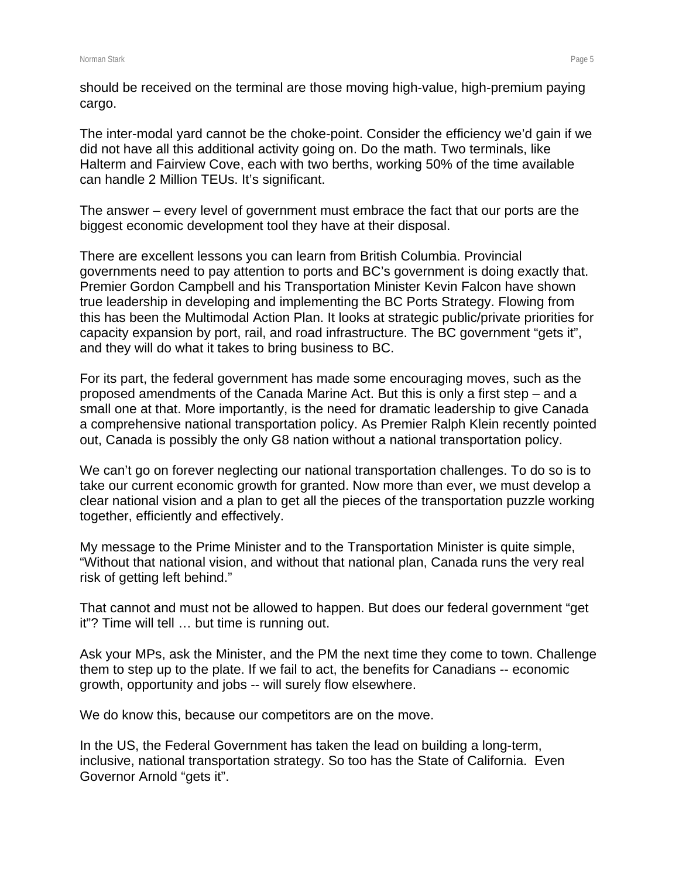should be received on the terminal are those moving high-value, high-premium paying cargo.

The inter-modal yard cannot be the choke-point. Consider the efficiency we'd gain if we did not have all this additional activity going on. Do the math. Two terminals, like Halterm and Fairview Cove, each with two berths, working 50% of the time available can handle 2 Million TEUs. It's significant.

The answer – every level of government must embrace the fact that our ports are the biggest economic development tool they have at their disposal.

There are excellent lessons you can learn from British Columbia. Provincial governments need to pay attention to ports and BC's government is doing exactly that. Premier Gordon Campbell and his Transportation Minister Kevin Falcon have shown true leadership in developing and implementing the BC Ports Strategy. Flowing from this has been the Multimodal Action Plan. It looks at strategic public/private priorities for capacity expansion by port, rail, and road infrastructure. The BC government "gets it", and they will do what it takes to bring business to BC.

For its part, the federal government has made some encouraging moves, such as the proposed amendments of the Canada Marine Act. But this is only a first step – and a small one at that. More importantly, is the need for dramatic leadership to give Canada a comprehensive national transportation policy. As Premier Ralph Klein recently pointed out, Canada is possibly the only G8 nation without a national transportation policy.

We can't go on forever neglecting our national transportation challenges. To do so is to take our current economic growth for granted. Now more than ever, we must develop a clear national vision and a plan to get all the pieces of the transportation puzzle working together, efficiently and effectively.

My message to the Prime Minister and to the Transportation Minister is quite simple, "Without that national vision, and without that national plan, Canada runs the very real risk of getting left behind."

That cannot and must not be allowed to happen. But does our federal government "get it"? Time will tell … but time is running out.

Ask your MPs, ask the Minister, and the PM the next time they come to town. Challenge them to step up to the plate. If we fail to act, the benefits for Canadians -- economic growth, opportunity and jobs -- will surely flow elsewhere.

We do know this, because our competitors are on the move.

In the US, the Federal Government has taken the lead on building a long-term, inclusive, national transportation strategy. So too has the State of California. Even Governor Arnold "gets it".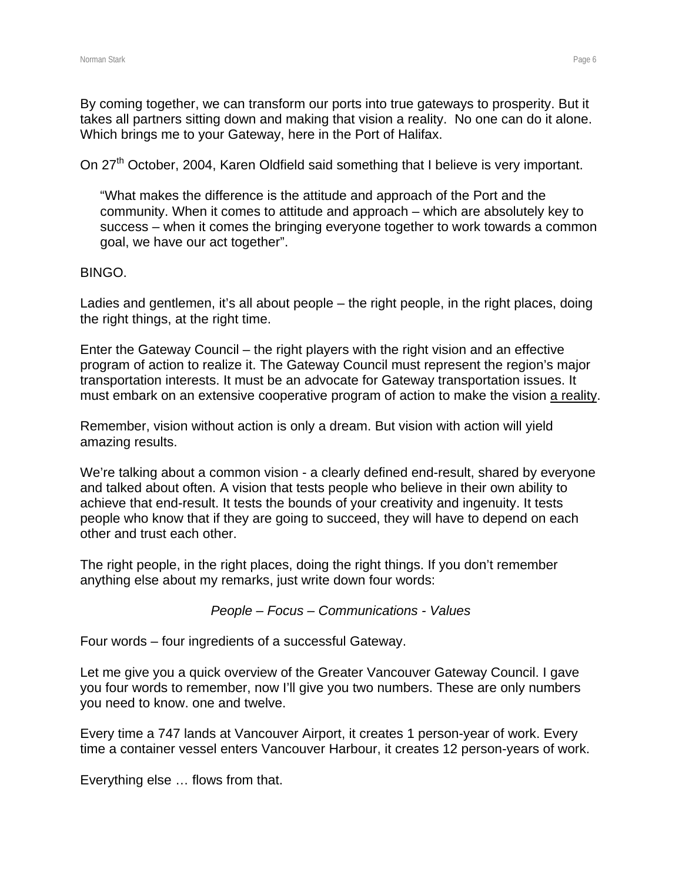By coming together, we can transform our ports into true gateways to prosperity. But it takes all partners sitting down and making that vision a reality. No one can do it alone. Which brings me to your Gateway, here in the Port of Halifax.

On 27th October, 2004, Karen Oldfield said something that I believe is very important.

> "What makes the difference is the attitude and approach of the Port and the community. When it comes to attitude and approach – which are absolutely key to success – when it comes the bringing everyone together to work towards a common goal, we have our act together".

BINGO.

Ladies and gentlemen, it's all about people – the right people, in the right places, doing the right things, at the right time.

Enter the Gateway Council – the right players with the right vision and an effective program of action to realize it. The Gateway Council must represent the region's major transportation interests. It must be an advocate for Gateway transportation issues. It must embark on an extensive cooperative program of action to make the vision <u>a reality</u>.

Remember, vision without action is only a dream. But vision with action will yield amazing results.

We're talking about a common vision - a clearly defined end-result, shared by everyone and talked about often. A vision that tests people who believe in their own ability to achieve that end-result. It tests the bounds of your creativity and ingenuity. It tests people who know that if they are going to succeed, they will have to depend on each other and trust each other.

The right people, in the right places, doing the right things. If you don't remember anything else about my remarks, just write down four words:

*People – Focus – Communications - Values*

Four words – four ingredients of a successful Gateway.

Let me give you a quick overview of the Greater Vancouver Gateway Council. I gave you four words to remember, now I'll give you two numbers. These are only numbers you need to know. one and twelve.

Every time a 747 lands at Vancouver Airport, it creates 1 person-year of work. Every time a container vessel enters Vancouver Harbour, it creates 12 person-years of work.

Everything else … flows from that.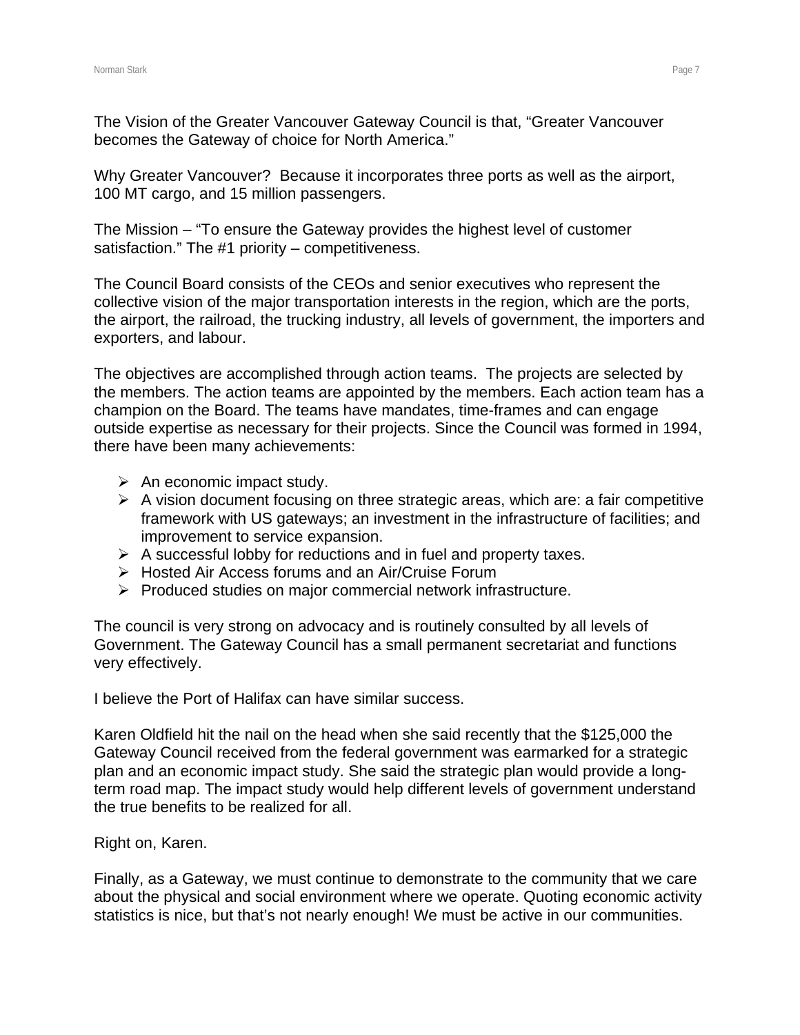The Vision of the Greater Vancouver Gateway Council is that, "Greater Vancouver becomes the Gateway of choice for North America."

Why Greater Vancouver? Because it incorporates three ports as well as the airport, 100 MT cargo, and 15 million passengers.

The Mission – "To ensure the Gateway provides the highest level of customer satisfaction." The #1 priority – competitiveness.

The Council Board consists of the CEOs and senior executives who represent the collective vision of the major transportation interests in the region, which are the ports, the airport, the railroad, the trucking industry, all levels of government, the importers and exporters, and labour.

The objectives are accomplished through action teams. The projects are selected by the members. The action teams are appointed by the members. Each action team has a champion on the Board. The teams have mandates, time-frames and can engage outside expertise as necessary for their projects. Since the Council was formed in 1994, there have been many achievements:

- An economic impact study.
- A vision document focusing on three strategic areas, which are: a fair competitive framework with US gateways; an investment in the infrastructure of facilities; and improvement to service expansion.
- A successful lobby for reductions and in fuel and property taxes.
- Hosted Air Access forums and an Air/Cruise Forum
- Produced studies on major commercial network infrastructure.

The council is very strong on advocacy and is routinely consulted by all levels of Government. The Gateway Council has a small permanent secretariat and functions very effectively.

I believe the Port of Halifax can have similar success.

Karen Oldfield hit the nail on the head when she said recently that the $125,000 the Gateway Council received from the federal government was earmarked for a strategic plan and an economic impact study. She said the strategic plan would provide a long-term road map. The impact study would help different levels of government understand the true benefits to be realized for all.

Right on, Karen.

Finally, as a Gateway, we must continue to demonstrate to the community that we care about the physical and social environment where we operate. Quoting economic activity statistics is nice, but that's not nearly enough! We must be active in our communities.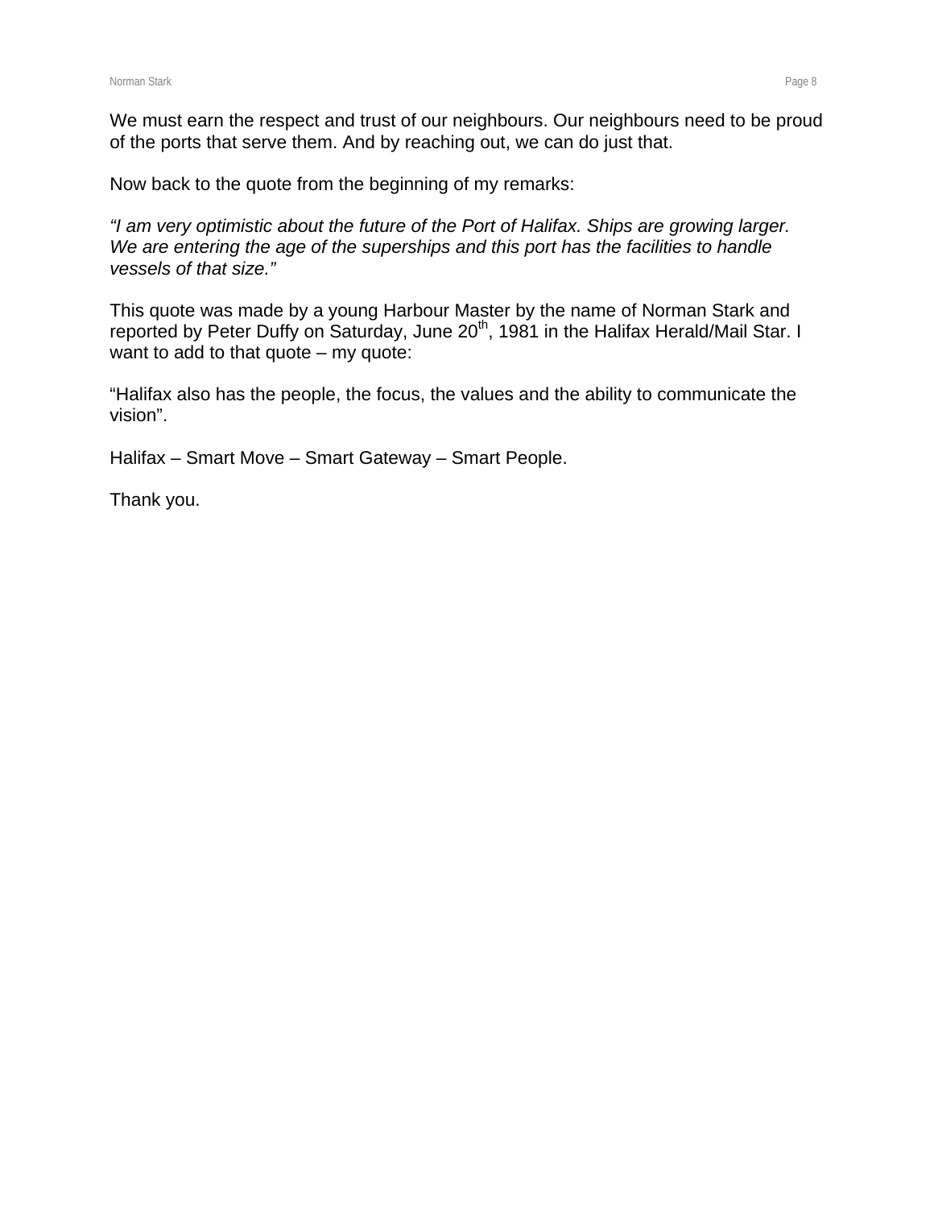We must earn the respect and trust of our neighbours. Our neighbours need to be proud of the ports that serve them. And by reaching out, we can do just that.

Now back to the quote from the beginning of my remarks:

*"I am very optimistic about the future of the Port of Halifax. Ships are growing larger. We are entering the age of the superships and this port has the facilities to handle vessels of that size."*

This quote was made by a young Harbour Master by the name of Norman Stark and reported by Peter Duffy on Saturday, June 20th, 1981 in the Halifax Herald/Mail Star. I want to add to that quote – my quote:

"Halifax also has the people, the focus, the values and the ability to communicate the vision".

Halifax – Smart Move – Smart Gateway – Smart People.

Thank you.